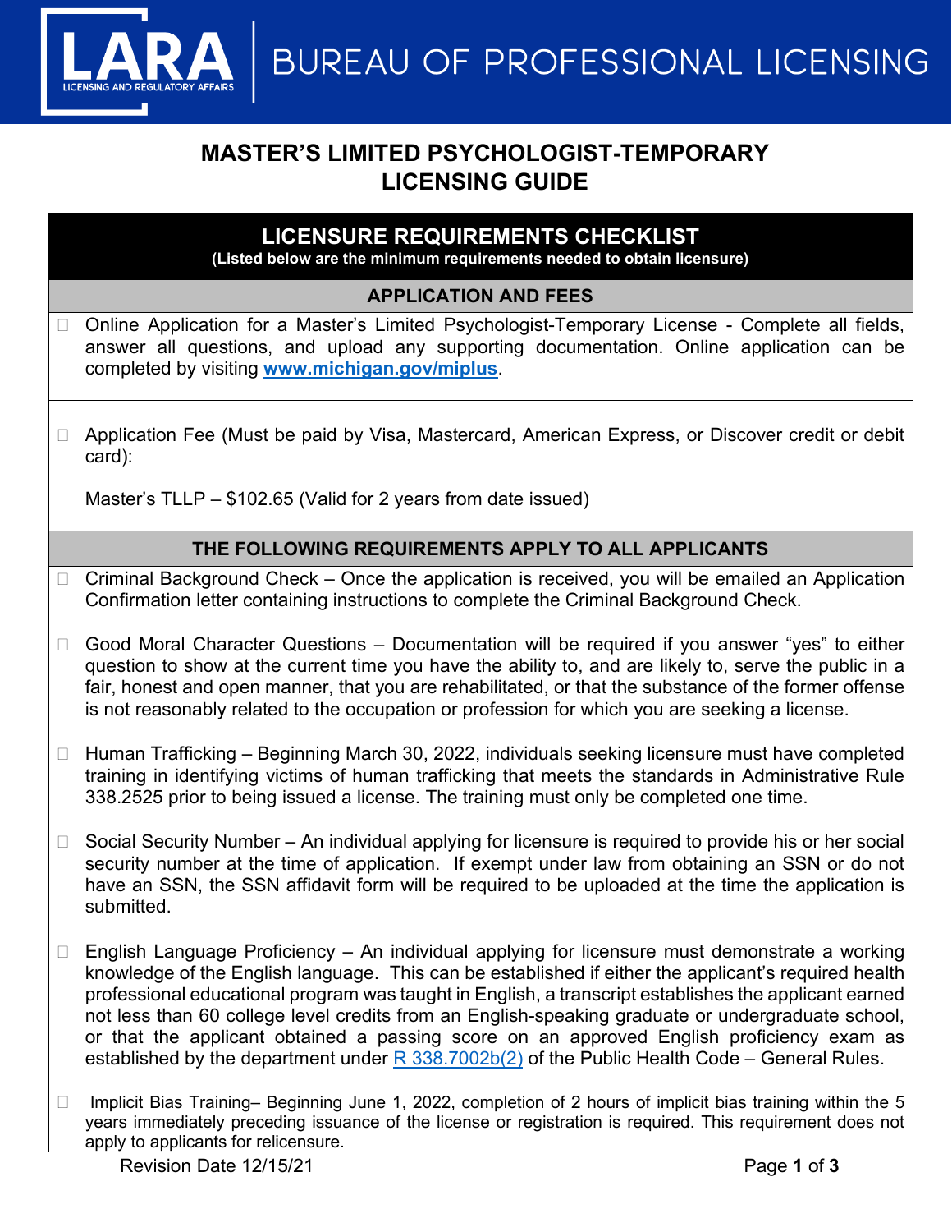LARA
LICENSING AND REGULATORY AFFAIRS

BUREAU OF PROFESSIONAL LICENSING

# MASTER'S LIMITED PSYCHOLOGIST-TEMPORARY LICENSING GUIDE

## LICENSURE REQUIREMENTS CHECKLIST

**(Listed below are the minimum requirements needed to obtain licensure)**

### APPLICATION AND FEES

- ☐ Online Application for a Master's Limited Psychologist-Temporary License - Complete all fields, answer all questions, and upload any supporting documentation. Online application can be completed by visiting **www.michigan.gov/miplus**.

- ☐ Application Fee (Must be paid by Visa, Mastercard, American Express, or Discover credit or debit card):

  Master's TLLP – $102.65 (Valid for 2 years from date issued)

### THE FOLLOWING REQUIREMENTS APPLY TO ALL APPLICANTS

- ☐ Criminal Background Check – Once the application is received, you will be emailed an Application Confirmation letter containing instructions to complete the Criminal Background Check.

- ☐ Good Moral Character Questions – Documentation will be required if you answer "yes" to either question to show at the current time you have the ability to, and are likely to, serve the public in a fair, honest and open manner, that you are rehabilitated, or that the substance of the former offense is not reasonably related to the occupation or profession for which you are seeking a license.

- ☐ Human Trafficking – Beginning March 30, 2022, individuals seeking licensure must have completed training in identifying victims of human trafficking that meets the standards in Administrative Rule 338.2525 prior to being issued a license. The training must only be completed one time.

- ☐ Social Security Number – An individual applying for licensure is required to provide his or her social security number at the time of application. If exempt under law from obtaining an SSN or do not have an SSN, the SSN affidavit form will be required to be uploaded at the time the application is submitted.

- ☐ English Language Proficiency – An individual applying for licensure must demonstrate a working knowledge of the English language. This can be established if either the applicant's required health professional educational program was taught in English, a transcript establishes the applicant earned not less than 60 college level credits from an English-speaking graduate or undergraduate school, or that the applicant obtained a passing score on an approved English proficiency exam as established by the department under R 338.7002b(2) of the Public Health Code – General Rules.

- ☐ Implicit Bias Training– Beginning June 1, 2022, completion of 2 hours of implicit bias training within the 5 years immediately preceding issuance of the license or registration is required. This requirement does not apply to applicants for relicensure.

Revision Date 12/15/21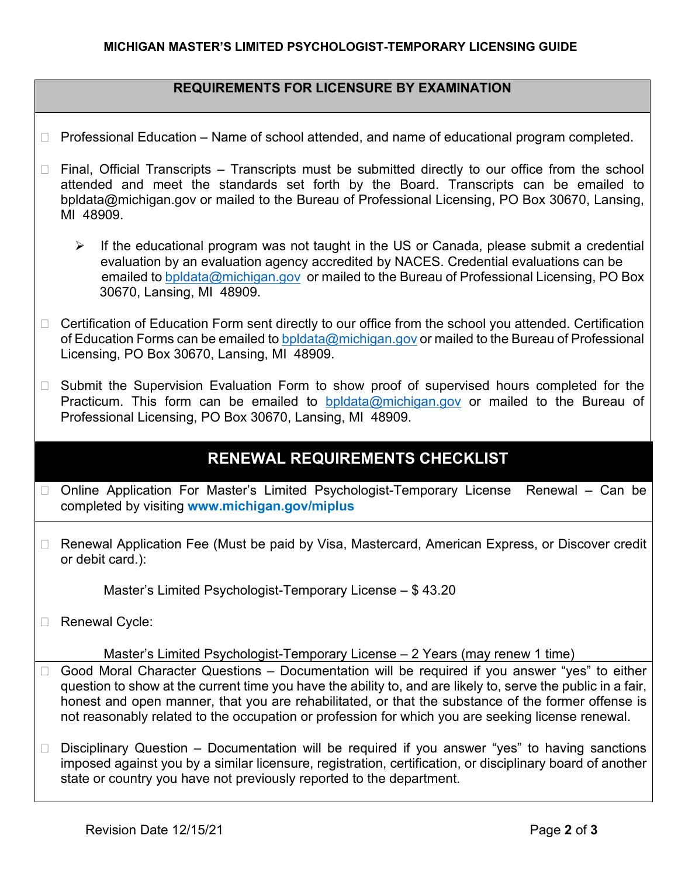**MICHIGAN MASTER'S LIMITED PSYCHOLOGIST-TEMPORARY LICENSING GUIDE**

## REQUIREMENTS FOR LICENSURE BY EXAMINATION

- ☐ Professional Education – Name of school attended, and name of educational program completed.

- ☐ Final, Official Transcripts – Transcripts must be submitted directly to our office from the school attended and meet the standards set forth by the Board. Transcripts can be emailed to bpldata@michigan.gov or mailed to the Bureau of Professional Licensing, PO Box 30670, Lansing, MI 48909.

  - If the educational program was not taught in the US or Canada, please submit a credential evaluation by an evaluation agency accredited by NACES. Credential evaluations can be emailed to bpldata@michigan.gov or mailed to the Bureau of Professional Licensing, PO Box 30670, Lansing, MI 48909.

- ☐ Certification of Education Form sent directly to our office from the school you attended. Certification of Education Forms can be emailed to bpldata@michigan.gov or mailed to the Bureau of Professional Licensing, PO Box 30670, Lansing, MI 48909.

- ☐ Submit the Supervision Evaluation Form to show proof of supervised hours completed for the Practicum. This form can be emailed to bpldata@michigan.gov or mailed to the Bureau of Professional Licensing, PO Box 30670, Lansing, MI 48909.

## RENEWAL REQUIREMENTS CHECKLIST

- ☐ Online Application For Master's Limited Psychologist-Temporary License Renewal – Can be completed by visiting **www.michigan.gov/miplus**

- ☐ Renewal Application Fee (Must be paid by Visa, Mastercard, American Express, or Discover credit or debit card.):

  Master's Limited Psychologist-Temporary License – $ 43.20

- ☐ Renewal Cycle:

  Master's Limited Psychologist-Temporary License – 2 Years (may renew 1 time)

- ☐ Good Moral Character Questions – Documentation will be required if you answer "yes" to either question to show at the current time you have the ability to, and are likely to, serve the public in a fair, honest and open manner, that you are rehabilitated, or that the substance of the former offense is not reasonably related to the occupation or profession for which you are seeking license renewal.

- ☐ Disciplinary Question – Documentation will be required if you answer "yes" to having sanctions imposed against you by a similar licensure, registration, certification, or disciplinary board of another state or country you have not previously reported to the department.

Revision Date 12/15/21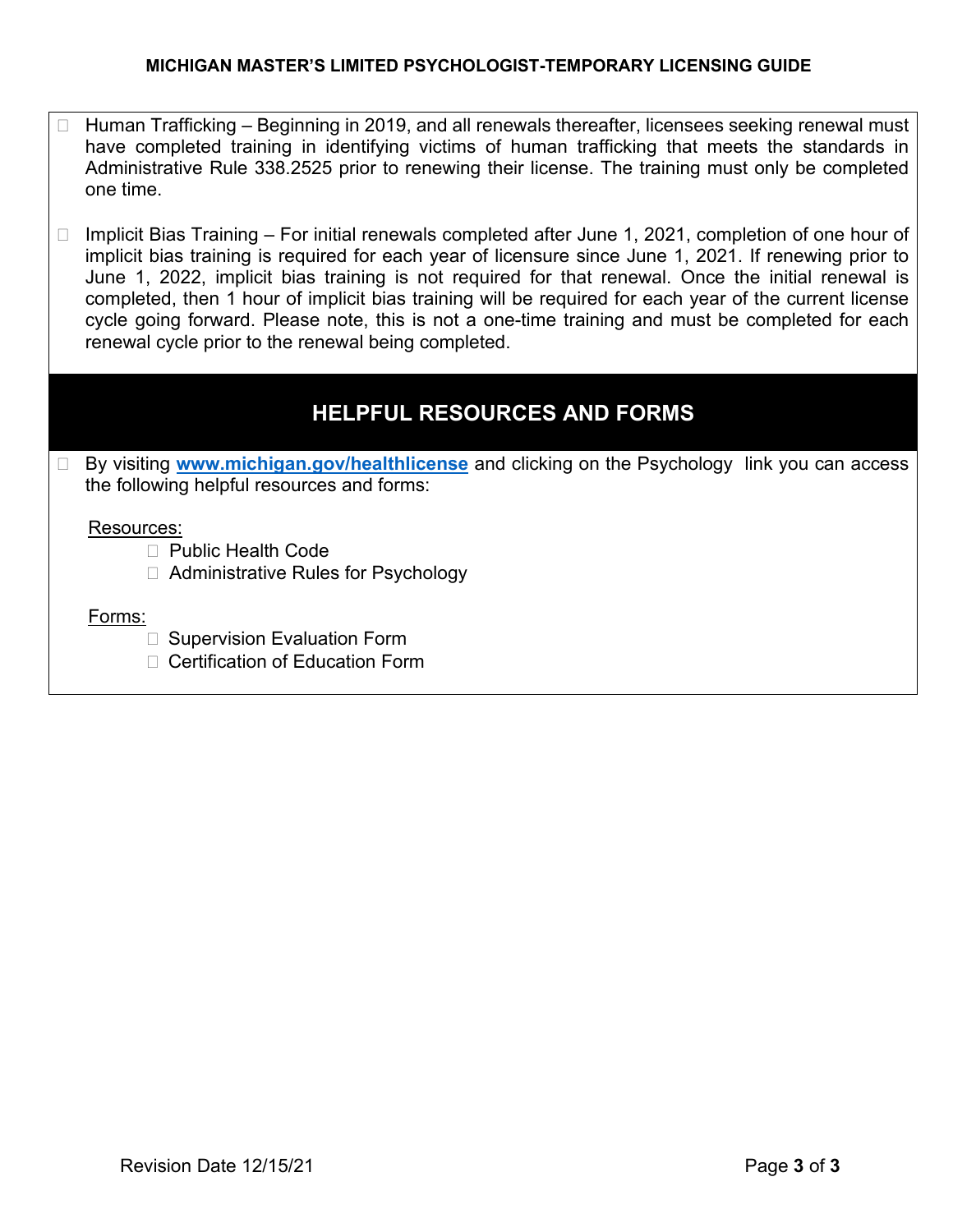- Human Trafficking – Beginning in 2019, and all renewals thereafter, licensees seeking renewal must have completed training in identifying victims of human trafficking that meets the standards in Administrative Rule 338.2525 prior to renewing their license. The training must only be completed one time.

- Implicit Bias Training – For initial renewals completed after June 1, 2021, completion of one hour of implicit bias training is required for each year of licensure since June 1, 2021. If renewing prior to June 1, 2022, implicit bias training is not required for that renewal. Once the initial renewal is completed, then 1 hour of implicit bias training will be required for each year of the current license cycle going forward. Please note, this is not a one-time training and must be completed for each renewal cycle prior to the renewal being completed.

## HELPFUL RESOURCES AND FORMS

- By visiting **www.michigan.gov/healthlicense** and clicking on the Psychology link you can access the following helpful resources and forms:

  Resources:
  - Public Health Code
  - Administrative Rules for Psychology

  Forms:
  - Supervision Evaluation Form
  - Certification of Education Form